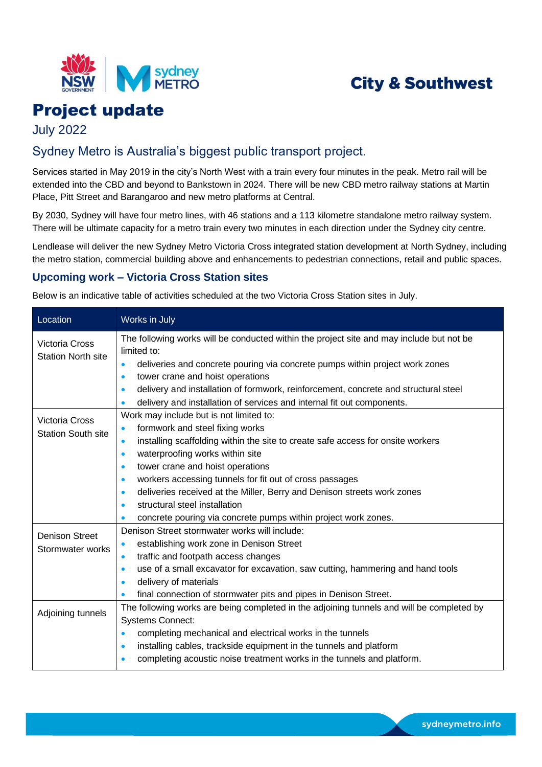City & Southwest

# Project update

July 2022

## Sydney Metro is Australia's biggest public transport project.

Services started in May 2019 in the city's North West with a train every four minutes in the peak. Metro rail will be extended into the CBD and beyond to Bankstown in 2024. There will be new CBD metro railway stations at Martin Place, Pitt Street and Barangaroo and new metro platforms at Central.

By 2030, Sydney will have four metro lines, with 46 stations and a 113 kilometre standalone metro railway system. There will be ultimate capacity for a metro train every two minutes in each direction under the Sydney city centre.

Lendlease will deliver the new Sydney Metro Victoria Cross integrated station development at North Sydney, including the metro station, commercial building above and enhancements to pedestrian connections, retail and public spaces.

### Upcoming work – Victoria Cross Station sites

Below is an indicative table of activities scheduled at the two Victoria Cross Station sites in July.

| Location | Works in July |
|---|---|
| Victoria Cross Station North site | The following works will be conducted within the project site and may include but not be limited to:<br>• deliveries and concrete pouring via concrete pumps within project work zones<br>• tower crane and hoist operations<br>• delivery and installation of formwork, reinforcement, concrete and structural steel<br>• delivery and installation of services and internal fit out components. |
| Victoria Cross Station South site | Work may include but is not limited to:<br>• formwork and steel fixing works<br>• installing scaffolding within the site to create safe access for onsite workers<br>• waterproofing works within site<br>• tower crane and hoist operations<br>• workers accessing tunnels for fit out of cross passages<br>• deliveries received at the Miller, Berry and Denison streets work zones<br>• structural steel installation<br>• concrete pouring via concrete pumps within project work zones. |
| Denison Street Stormwater works | Denison Street stormwater works will include:<br>• establishing work zone in Denison Street<br>• traffic and footpath access changes<br>• use of a small excavator for excavation, saw cutting, hammering and hand tools<br>• delivery of materials<br>• final connection of stormwater pits and pipes in Denison Street. |
| Adjoining tunnels | The following works are being completed in the adjoining tunnels and will be completed by Systems Connect:<br>• completing mechanical and electrical works in the tunnels<br>• installing cables, trackside equipment in the tunnels and platform<br>• completing acoustic noise treatment works in the tunnels and platform. |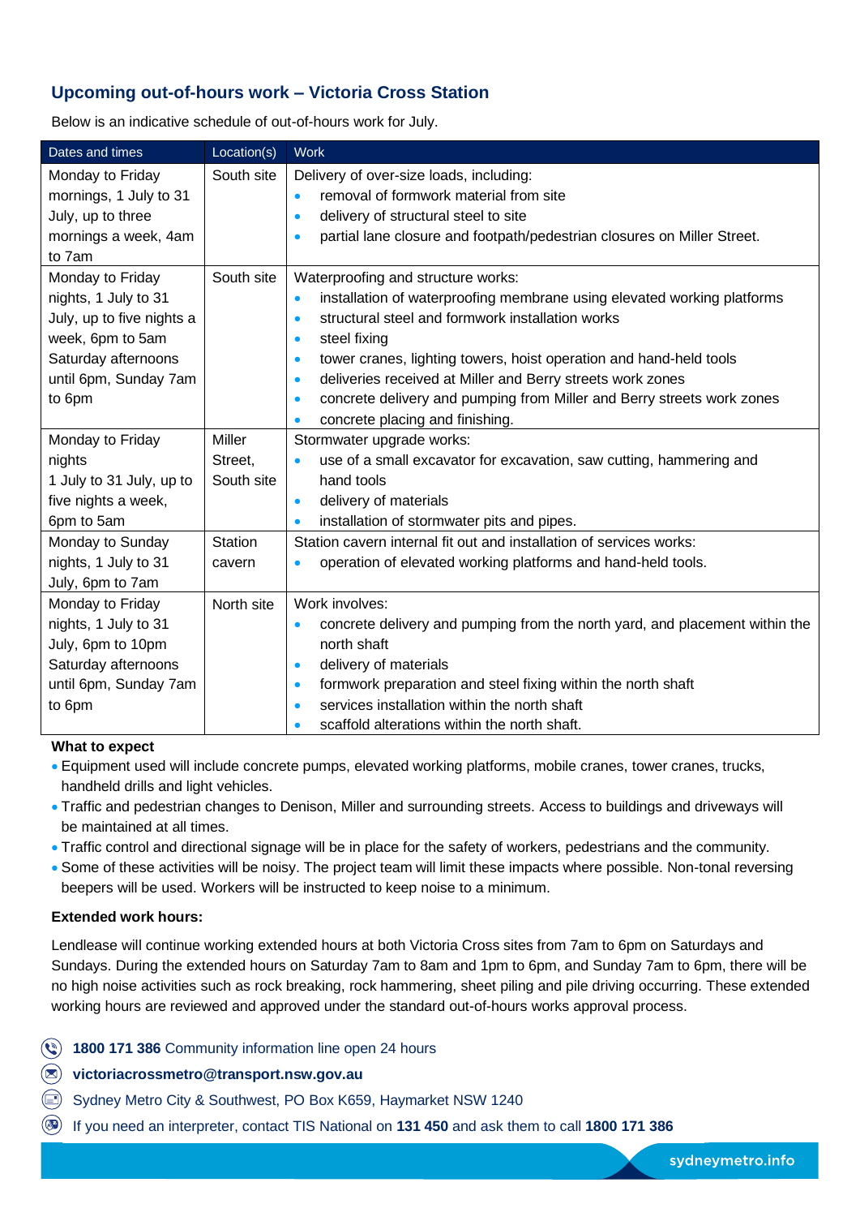## Upcoming out-of-hours work – Victoria Cross Station

Below is an indicative schedule of out-of-hours work for July.

| Dates and times | Location(s) | Work |
|---|---|---|
| Monday to Friday mornings, 1 July to 31 July, up to three mornings a week, 4am to 7am | South site | Delivery of over-size loads, including:<br>• removal of formwork material from site<br>• delivery of structural steel to site<br>• partial lane closure and footpath/pedestrian closures on Miller Street. |
| Monday to Friday nights, 1 July to 31 July, up to five nights a week, 6pm to 5am<br>Saturday afternoons until 6pm, Sunday 7am to 6pm | South site | Waterproofing and structure works:<br>• installation of waterproofing membrane using elevated working platforms<br>• structural steel and formwork installation works<br>• steel fixing<br>• tower cranes, lighting towers, hoist operation and hand-held tools<br>• deliveries received at Miller and Berry streets work zones<br>• concrete delivery and pumping from Miller and Berry streets work zones<br>• concrete placing and finishing. |
| Monday to Friday nights<br>1 July to 31 July, up to five nights a week, 6pm to 5am | Miller Street, South site | Stormwater upgrade works:<br>• use of a small excavator for excavation, saw cutting, hammering and hand tools<br>• delivery of materials<br>• installation of stormwater pits and pipes. |
| Monday to Sunday nights, 1 July to 31 July, 6pm to 7am | Station cavern | Station cavern internal fit out and installation of services works:<br>• operation of elevated working platforms and hand-held tools. |
| Monday to Friday nights, 1 July to 31 July, 6pm to 10pm<br>Saturday afternoons until 6pm, Sunday 7am to 6pm | North site | Work involves:<br>• concrete delivery and pumping from the north yard, and placement within the north shaft<br>• delivery of materials<br>• formwork preparation and steel fixing within the north shaft<br>• services installation within the north shaft<br>• scaffold alterations within the north shaft. |

**What to expect**

- Equipment used will include concrete pumps, elevated working platforms, mobile cranes, tower cranes, trucks, handheld drills and light vehicles.
- Traffic and pedestrian changes to Denison, Miller and surrounding streets. Access to buildings and driveways will be maintained at all times.
- Traffic control and directional signage will be in place for the safety of workers, pedestrians and the community.
- Some of these activities will be noisy. The project team will limit these impacts where possible. Non-tonal reversing beepers will be used. Workers will be instructed to keep noise to a minimum.

**Extended work hours:**

Lendlease will continue working extended hours at both Victoria Cross sites from 7am to 6pm on Saturdays and Sundays. During the extended hours on Saturday 7am to 8am and 1pm to 6pm, and Sunday 7am to 6pm, there will be no high noise activities such as rock breaking, rock hammering, sheet piling and pile driving occurring. These extended working hours are reviewed and approved under the standard out-of-hours works approval process.

**1800 171 386** Community information line open 24 hours

**victoriacrossmetro@transport.nsw.gov.au**

Sydney Metro City & Southwest, PO Box K659, Haymarket NSW 1240

If you need an interpreter, contact TIS National on **131 450** and ask them to call **1800 171 386**

sydneymetro.info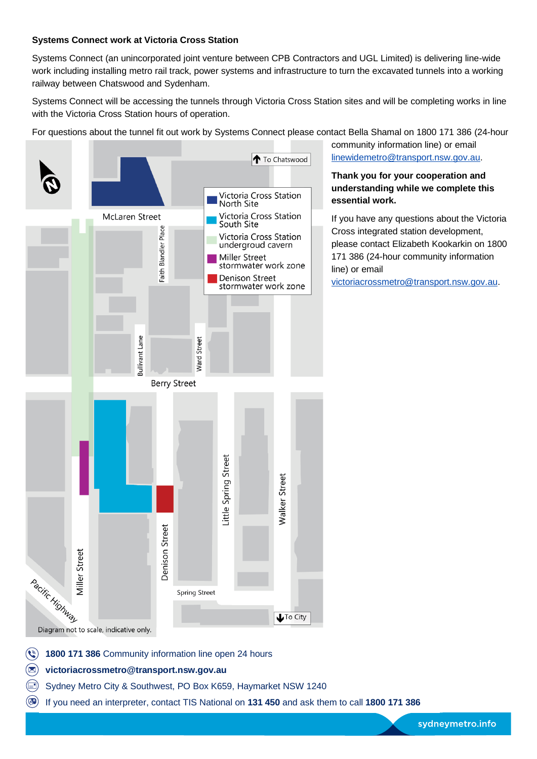**Systems Connect work at Victoria Cross Station**

Systems Connect (an unincorporated joint venture between CPB Contractors and UGL Limited) is delivering line-wide work including installing metro rail track, power systems and infrastructure to turn the excavated tunnels into a working railway between Chatswood and Sydenham.

Systems Connect will be accessing the tunnels through Victoria Cross Station sites and will be completing works in line with the Victoria Cross Station hours of operation.

For questions about the tunnel fit out work by Systems Connect please contact Bella Shamal on 1800 171 386 (24-hour community information line) or email linewidemetro@transport.nsw.gov.au.

**Thank you for your cooperation and understanding while we complete this essential work.**

If you have any questions about the Victoria Cross integrated station development, please contact Elizabeth Kookarkin on 1800 171 386 (24-hour community information line) or email victoriacrossmetro@transport.nsw.gov.au.

To Chatswood

Victoria Cross Station North Site
Victoria Cross Station South Site
Victoria Cross Station undergroud cavern
Miller Street stormwater work zone
Denison Street stormwater work zone

McLaren Street
Faith Blandler Place
Bullivant Lane
Ward Street
Berry Street
Little Spring Street
Walker Street
Miller Street
Denison Street
Spring Street
Pacific Highway
To City

Diagram not to scale, indicative only.

**1800 171 386** Community information line open 24 hours

**victoriacrossmetro@transport.nsw.gov.au**

Sydney Metro City & Southwest, PO Box K659, Haymarket NSW 1240

If you need an interpreter, contact TIS National on **131 450** and ask them to call **1800 171 386**

sydneymetro.info